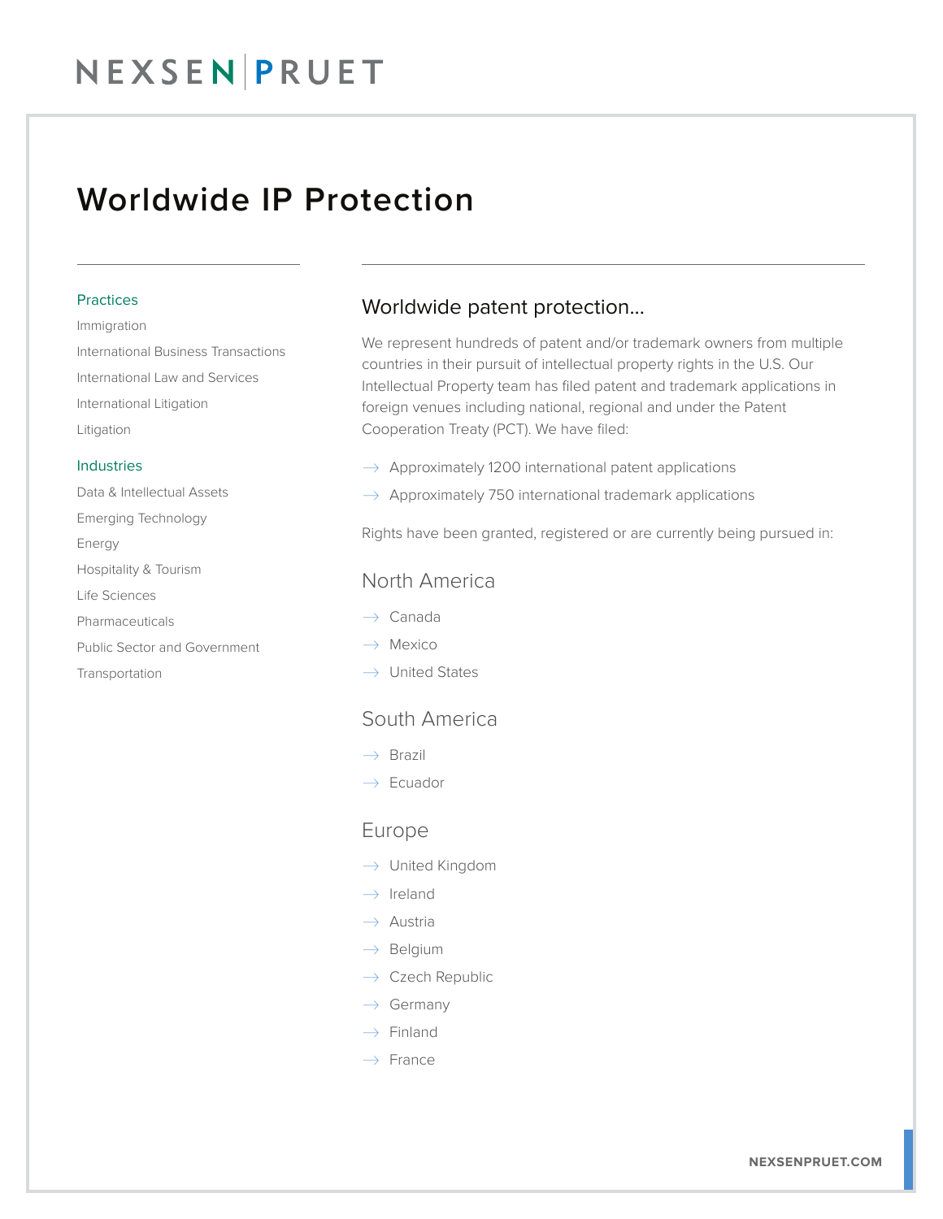# Worldwide IP Protection

**Practices**

- Immigration
- International Business Transactions
- International Law and Services
- International Litigation
- Litigation

**Industries**

- Data & Intellectual Assets
- Emerging Technology
- Energy
- Hospitality & Tourism
- Life Sciences
- Pharmaceuticals
- Public Sector and Government
- Transportation

## Worldwide patent protection...

We represent hundreds of patent and/or trademark owners from multiple countries in their pursuit of intellectual property rights in the U.S. Our Intellectual Property team has filed patent and trademark applications in foreign venues including national, regional and under the Patent Cooperation Treaty (PCT). We have filed:

- Approximately 1200 international patent applications
- Approximately 750 international trademark applications

Rights have been granted, registered or are currently being pursued in:

### North America

- Canada
- Mexico
- United States

### South America

- Brazil
- Ecuador

### Europe

- United Kingdom
- Ireland
- Austria
- Belgium
- Czech Republic
- Germany
- Finland
- France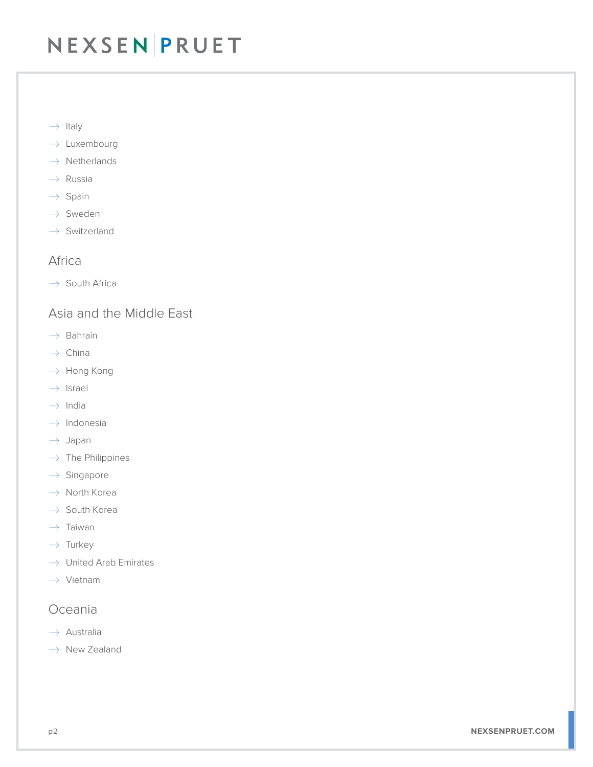- Italy
- Luxembourg
- Netherlands
- Russia
- Spain
- Sweden
- Switzerland

## Africa

- South Africa

## Asia and the Middle East

- Bahrain
- China
- Hong Kong
- Israel
- India
- Indonesia
- Japan
- The Philippines
- Singapore
- North Korea
- South Korea
- Taiwan
- Turkey
- United Arab Emirates
- Vietnam

## Oceania

- Australia
- New Zealand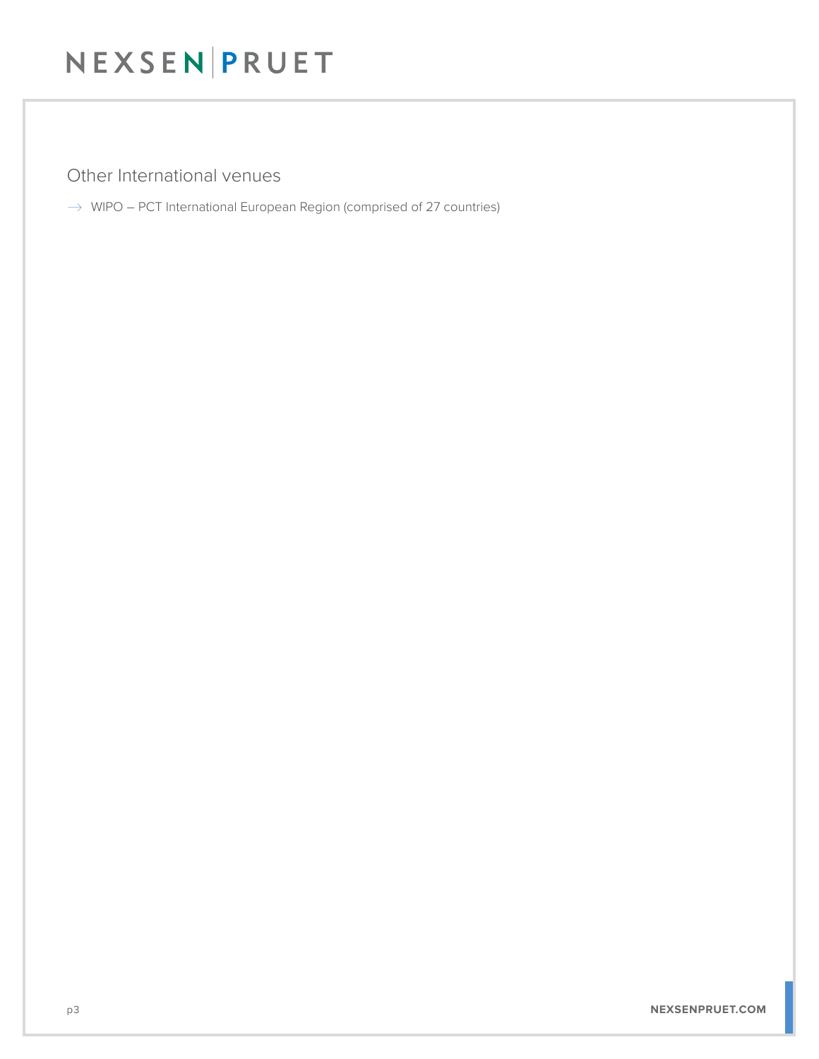## Other International venues

- WIPO – PCT International European Region (comprised of 27 countries)